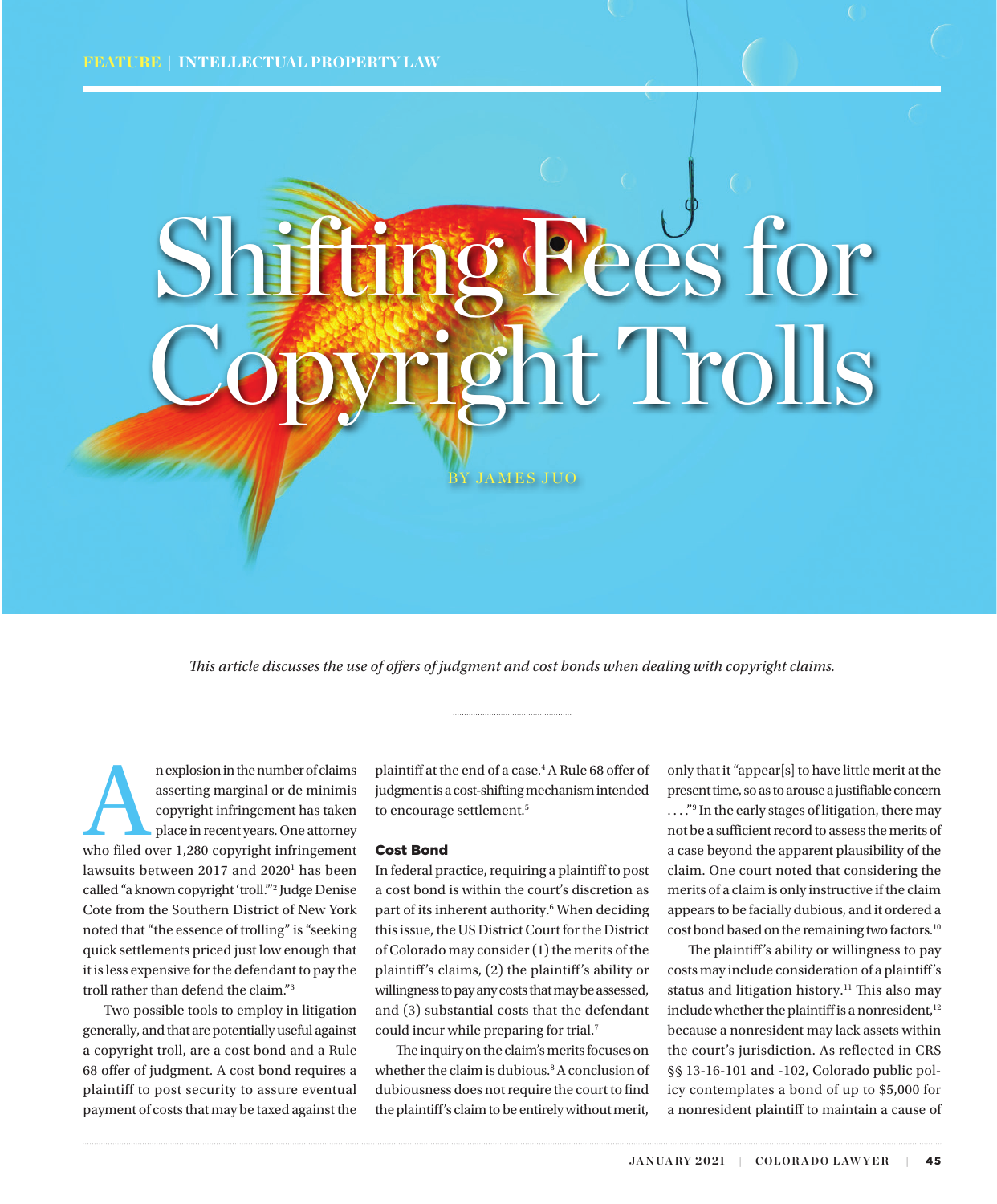FEATURE | INTELLECTUAL PROPERTY LAW

# Shifting Fees for Copyright Trolls

BY JAMES JUO

*This article discusses the use of offers of judgment and cost bonds when dealing with copyright claims.*

An explosion in the number of claims asserting marginal or de minimis copyright infringement has taken place in recent years. One attorney who filed over 1,280 copyright infringement lawsuits between 2017 and 2020[1] has been called "a known copyright 'troll.'"[2] Judge Denise Cote from the Southern District of New York noted that "the essence of trolling" is "seeking quick settlements priced just low enough that it is less expensive for the defendant to pay the troll rather than defend the claim."[3]

Two possible tools to employ in litigation generally, and that are potentially useful against a copyright troll, are a cost bond and a Rule 68 offer of judgment. A cost bond requires a plaintiff to post security to assure eventual payment of costs that may be taxed against the plaintiff at the end of a case.[4] A Rule 68 offer of judgment is a cost-shifting mechanism intended to encourage settlement.[5]

## Cost Bond

In federal practice, requiring a plaintiff to post a cost bond is within the court's discretion as part of its inherent authority.[6] When deciding this issue, the US District Court for the District of Colorado may consider (1) the merits of the plaintiff's claims, (2) the plaintiff's ability or willingness to pay any costs that may be assessed, and (3) substantial costs that the defendant could incur while preparing for trial.[7]

The inquiry on the claim's merits focuses on whether the claim is dubious.[8] A conclusion of dubiousness does not require the court to find the plaintiff's claim to be entirely without merit, only that it "appear[s] to have little merit at the present time, so as to arouse a justifiable concern . . . ."[9] In the early stages of litigation, there may not be a sufficient record to assess the merits of a case beyond the apparent plausibility of the claim. One court noted that considering the merits of a claim is only instructive if the claim appears to be facially dubious, and it ordered a cost bond based on the remaining two factors.[10]

The plaintiff's ability or willingness to pay costs may include consideration of a plaintiff's status and litigation history.[11] This also may include whether the plaintiff is a nonresident,[12] because a nonresident may lack assets within the court's jurisdiction. As reflected in CRS §§ 13-16-101 and -102, Colorado public policy contemplates a bond of up to $5,000 for a nonresident plaintiff to maintain a cause of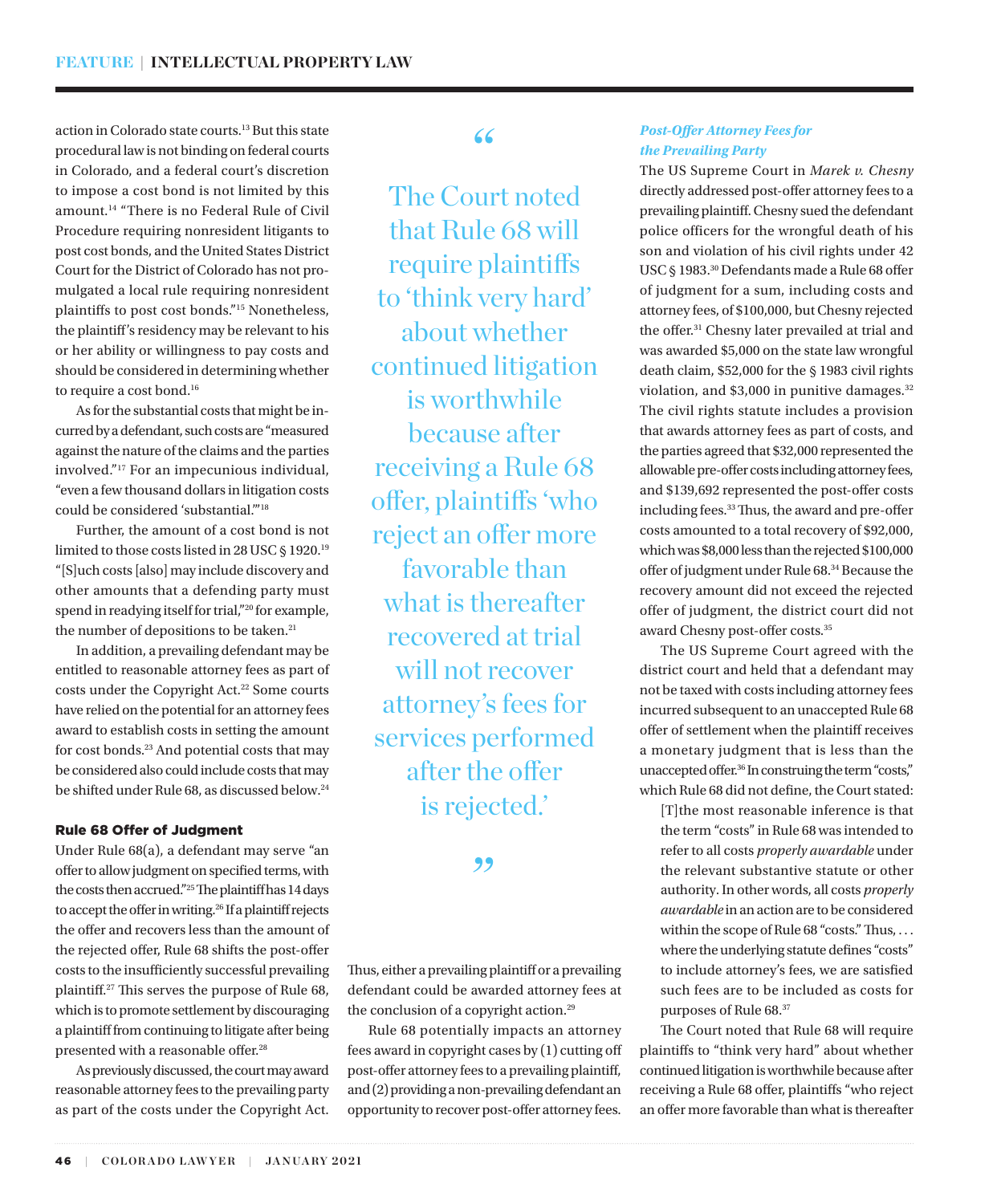action in Colorado state courts.[13] But this state procedural law is not binding on federal courts in Colorado, and a federal court's discretion to impose a cost bond is not limited by this amount.[14] "There is no Federal Rule of Civil Procedure requiring nonresident litigants to post cost bonds, and the United States District Court for the District of Colorado has not promulgated a local rule requiring nonresident plaintiffs to post cost bonds."[15] Nonetheless, the plaintiff's residency may be relevant to his or her ability or willingness to pay costs and should be considered in determining whether to require a cost bond.[16]

As for the substantial costs that might be incurred by a defendant, such costs are "measured against the nature of the claims and the parties involved."[17] For an impecunious individual, "even a few thousand dollars in litigation costs could be considered 'substantial.'"[18]

Further, the amount of a cost bond is not limited to those costs listed in 28 USC § 1920.[19] "[S]uch costs [also] may include discovery and other amounts that a defending party must spend in readying itself for trial,"[20] for example, the number of depositions to be taken.[21]

In addition, a prevailing defendant may be entitled to reasonable attorney fees as part of costs under the Copyright Act.[22] Some courts have relied on the potential for an attorney fees award to establish costs in setting the amount for cost bonds.[23] And potential costs that may be considered also could include costs that may be shifted under Rule 68, as discussed below.[24]

### Rule 68 Offer of Judgment

Under Rule 68(a), a defendant may serve "an offer to allow judgment on specified terms, with the costs then accrued."[25] The plaintiff has 14 days to accept the offer in writing.[26] If a plaintiff rejects the offer and recovers less than the amount of the rejected offer, Rule 68 shifts the post-offer costs to the insufficiently successful prevailing plaintiff.[27] This serves the purpose of Rule 68, which is to promote settlement by discouraging a plaintiff from continuing to litigate after being presented with a reasonable offer.[28]

As previously discussed, the court may award reasonable attorney fees to the prevailing party as part of the costs under the Copyright Act. Thus, either a prevailing plaintiff or a prevailing defendant could be awarded attorney fees at the conclusion of a copyright action.[29]

Rule 68 potentially impacts an attorney fees award in copyright cases by (1) cutting off post-offer attorney fees to a prevailing plaintiff, and (2) providing a non-prevailing defendant an opportunity to recover post-offer attorney fees.

> "The Court noted that Rule 68 will require plaintiffs to 'think very hard' about whether continued litigation is worthwhile because after receiving a Rule 68 offer, plaintiffs 'who reject an offer more favorable than what is thereafter recovered at trial will not recover attorney's fees for services performed after the offer is rejected.'"

#### *Post-Offer Attorney Fees for the Prevailing Party*

The US Supreme Court in *Marek v. Chesny* directly addressed post-offer attorney fees to a prevailing plaintiff. Chesny sued the defendant police officers for the wrongful death of his son and violation of his civil rights under 42 USC § 1983.[30] Defendants made a Rule 68 offer of judgment for a sum, including costs and attorney fees, of $100,000, but Chesny rejected the offer.[31] Chesny later prevailed at trial and was awarded $5,000 on the state law wrongful death claim, $52,000 for the § 1983 civil rights violation, and $3,000 in punitive damages.[32] The civil rights statute includes a provision that awards attorney fees as part of costs, and the parties agreed that $32,000 represented the allowable pre-offer costs including attorney fees, and $139,692 represented the post-offer costs including fees.[33] Thus, the award and pre-offer costs amounted to a total recovery of $92,000, which was $8,000 less than the rejected $100,000 offer of judgment under Rule 68.[34] Because the recovery amount did not exceed the rejected offer of judgment, the district court did not award Chesny post-offer costs.[35]

The US Supreme Court agreed with the district court and held that a defendant may not be taxed with costs including attorney fees incurred subsequent to an unaccepted Rule 68 offer of settlement when the plaintiff receives a monetary judgment that is less than the unaccepted offer.[36] In construing the term "costs," which Rule 68 did not define, the Court stated:

> [T]he most reasonable inference is that the term "costs" in Rule 68 was intended to refer to all costs *properly awardable* under the relevant substantive statute or other authority. In other words, all costs *properly awardable* in an action are to be considered within the scope of Rule 68 "costs." Thus, . . . where the underlying statute defines "costs" to include attorney's fees, we are satisfied such fees are to be included as costs for purposes of Rule 68.[37]

The Court noted that Rule 68 will require plaintiffs to "think very hard" about whether continued litigation is worthwhile because after receiving a Rule 68 offer, plaintiffs "who reject an offer more favorable than what is thereafter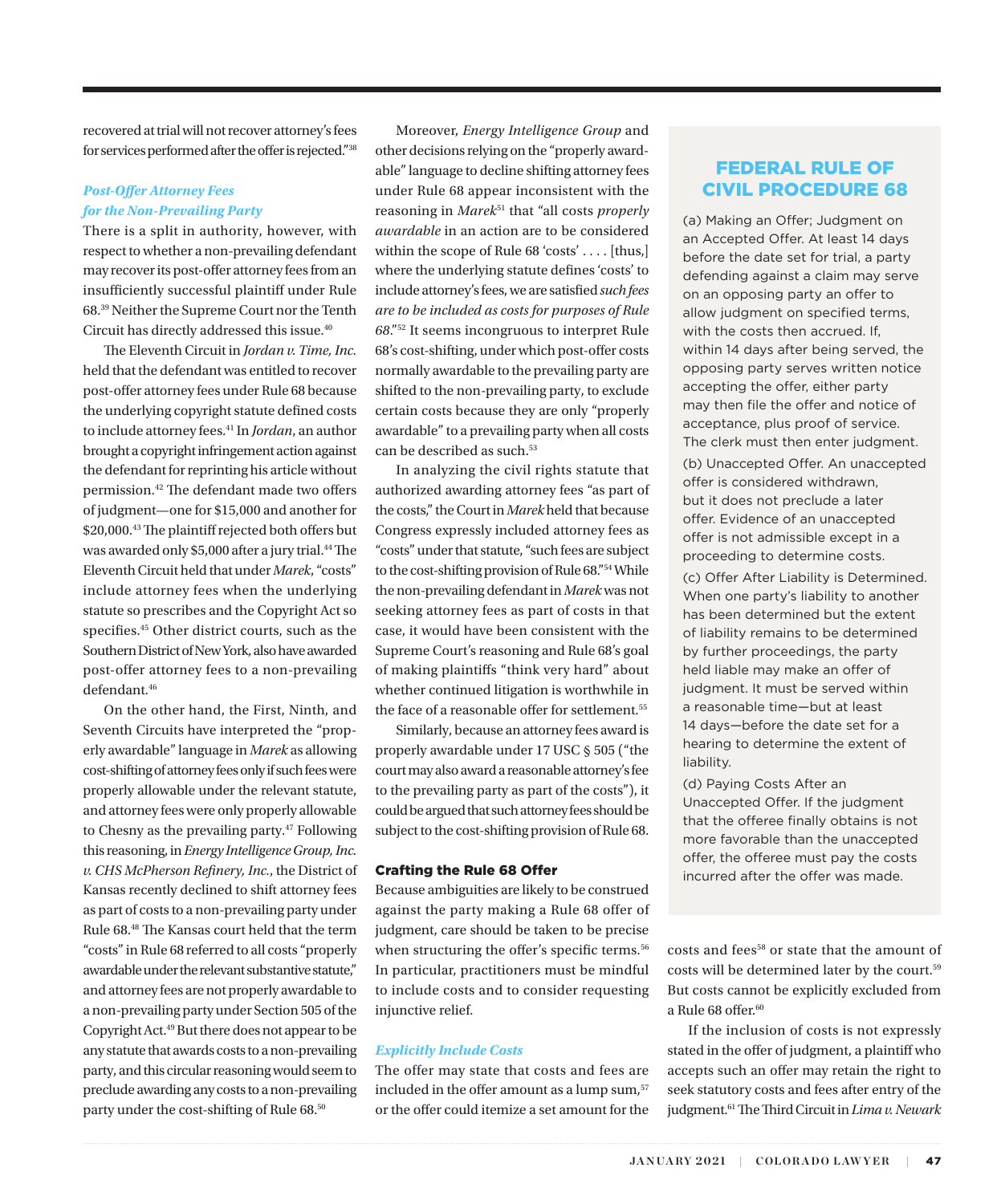recovered at trial will not recover attorney's fees for services performed after the offer is rejected."[38]

### *Post-Offer Attorney Fees for the Non-Prevailing Party*

There is a split in authority, however, with respect to whether a non-prevailing defendant may recover its post-offer attorney fees from an insufficiently successful plaintiff under Rule 68.[39] Neither the Supreme Court nor the Tenth Circuit has directly addressed this issue.[40]

The Eleventh Circuit in *Jordan v. Time, Inc.* held that the defendant was entitled to recover post-offer attorney fees under Rule 68 because the underlying copyright statute defined costs to include attorney fees.[41] In *Jordan*, an author brought a copyright infringement action against the defendant for reprinting his article without permission.[42] The defendant made two offers of judgment—one for $15,000 and another for $20,000.[43] The plaintiff rejected both offers but was awarded only $5,000 after a jury trial.[44] The Eleventh Circuit held that under *Marek*, "costs" include attorney fees when the underlying statute so prescribes and the Copyright Act so specifies.[45] Other district courts, such as the Southern District of New York, also have awarded post-offer attorney fees to a non-prevailing defendant.[46]

On the other hand, the First, Ninth, and Seventh Circuits have interpreted the "properly awardable" language in *Marek* as allowing cost-shifting of attorney fees only if such fees were properly allowable under the relevant statute, and attorney fees were only properly allowable to Chesny as the prevailing party.[47] Following this reasoning, in *Energy Intelligence Group, Inc. v. CHS McPherson Refinery, Inc.*, the District of Kansas recently declined to shift attorney fees as part of costs to a non-prevailing party under Rule 68.[48] The Kansas court held that the term "costs" in Rule 68 referred to all costs "properly awardable under the relevant substantive statute," and attorney fees are not properly awardable to a non-prevailing party under Section 505 of the Copyright Act.[49] But there does not appear to be any statute that awards costs to a non-prevailing party, and this circular reasoning would seem to preclude awarding any costs to a non-prevailing party under the cost-shifting of Rule 68.[50]

Moreover, *Energy Intelligence Group* and other decisions relying on the "properly awardable" language to decline shifting attorney fees under Rule 68 appear inconsistent with the reasoning in *Marek*[51] that "all costs *properly awardable* in an action are to be considered within the scope of Rule 68 'costs' . . . . [thus,] where the underlying statute defines 'costs' to include attorney's fees, we are satisfied *such fees are to be included as costs for purposes of Rule 68*."[52] It seems incongruous to interpret Rule 68's cost-shifting, under which post-offer costs normally awardable to the prevailing party are shifted to the non-prevailing party, to exclude certain costs because they are only "properly awardable" to a prevailing party when all costs can be described as such.[53]

In analyzing the civil rights statute that authorized awarding attorney fees "as part of the costs," the Court in *Marek* held that because Congress expressly included attorney fees as "costs" under that statute, "such fees are subject to the cost-shifting provision of Rule 68."[54] While the non-prevailing defendant in *Marek* was not seeking attorney fees as part of costs in that case, it would have been consistent with the Supreme Court's reasoning and Rule 68's goal of making plaintiffs "think very hard" about whether continued litigation is worthwhile in the face of a reasonable offer for settlement.[55]

Similarly, because an attorney fees award is properly awardable under 17 USC § 505 ("the court may also award a reasonable attorney's fee to the prevailing party as part of the costs"), it could be argued that such attorney fees should be subject to the cost-shifting provision of Rule 68.

## Crafting the Rule 68 Offer

Because ambiguities are likely to be construed against the party making a Rule 68 offer of judgment, care should be taken to be precise when structuring the offer's specific terms.[56] In particular, practitioners must be mindful to include costs and to consider requesting injunctive relief.

### *Explicitly Include Costs*

The offer may state that costs and fees are included in the offer amount as a lump sum,[57] or the offer could itemize a set amount for the costs and fees[58] or state that the amount of costs will be determined later by the court.[59] But costs cannot be explicitly excluded from a Rule 68 offer.[60]

If the inclusion of costs is not expressly stated in the offer of judgment, a plaintiff who accepts such an offer may retain the right to seek statutory costs and fees after entry of the judgment.[61] The Third Circuit in *Lima v. Newark*

---

## FEDERAL RULE OF CIVIL PROCEDURE 68

(a) Making an Offer; Judgment on an Accepted Offer. At least 14 days before the date set for trial, a party defending against a claim may serve on an opposing party an offer to allow judgment on specified terms, with the costs then accrued. If, within 14 days after being served, the opposing party serves written notice accepting the offer, either party may then file the offer and notice of acceptance, plus proof of service. The clerk must then enter judgment.

(b) Unaccepted Offer. An unaccepted offer is considered withdrawn, but it does not preclude a later offer. Evidence of an unaccepted offer is not admissible except in a proceeding to determine costs.

(c) Offer After Liability is Determined. When one party's liability to another has been determined but the extent of liability remains to be determined by further proceedings, the party held liable may make an offer of judgment. It must be served within a reasonable time—but at least 14 days—before the date set for a hearing to determine the extent of liability.

(d) Paying Costs After an Unaccepted Offer. If the judgment that the offeree finally obtains is not more favorable than the unaccepted offer, the offeree must pay the costs incurred after the offer was made.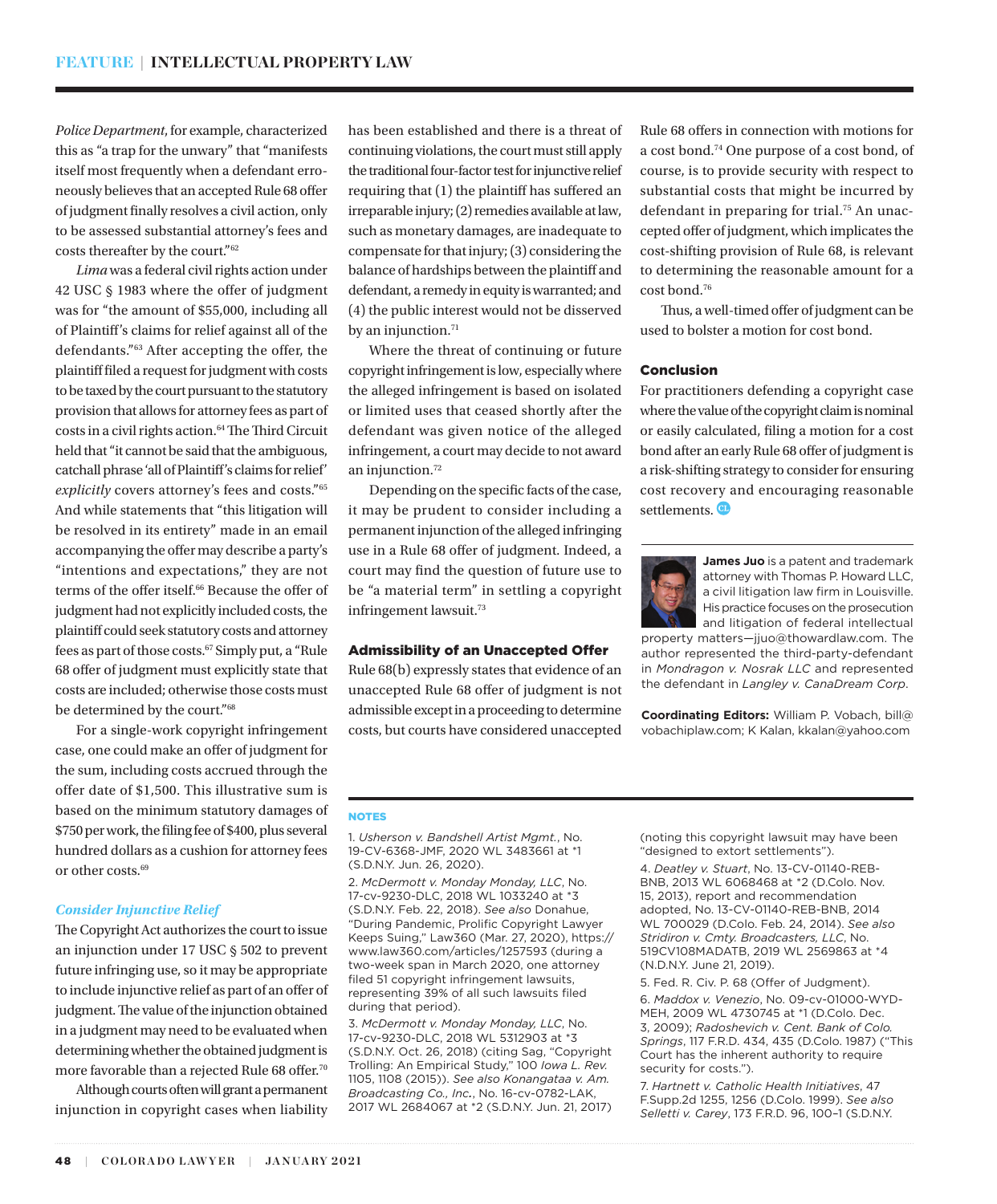*Police Department*, for example, characterized this as "a trap for the unwary" that "manifests itself most frequently when a defendant erroneously believes that an accepted Rule 68 offer of judgment finally resolves a civil action, only to be assessed substantial attorney's fees and costs thereafter by the court."[62]

*Lima* was a federal civil rights action under 42 USC § 1983 where the offer of judgment was for "the amount of $55,000, including all of Plaintiff's claims for relief against all of the defendants."[63] After accepting the offer, the plaintiff filed a request for judgment with costs to be taxed by the court pursuant to the statutory provision that allows for attorney fees as part of costs in a civil rights action.[64] The Third Circuit held that "it cannot be said that the ambiguous, catchall phrase 'all of Plaintiff's claims for relief' *explicitly* covers attorney's fees and costs."[65] And while statements that "this litigation will be resolved in its entirety" made in an email accompanying the offer may describe a party's "intentions and expectations," they are not terms of the offer itself.[66] Because the offer of judgment had not explicitly included costs, the plaintiff could seek statutory costs and attorney fees as part of those costs.[67] Simply put, a "Rule 68 offer of judgment must explicitly state that costs are included; otherwise those costs must be determined by the court."[68]

For a single-work copyright infringement case, one could make an offer of judgment for the sum, including costs accrued through the offer date of $1,500. This illustrative sum is based on the minimum statutory damages of $750 per work, the filing fee of $400, plus several hundred dollars as a cushion for attorney fees or other costs.[69]

### *Consider Injunctive Relief*

The Copyright Act authorizes the court to issue an injunction under 17 USC § 502 to prevent future infringing use, so it may be appropriate to include injunctive relief as part of an offer of judgment. The value of the injunction obtained in a judgment may need to be evaluated when determining whether the obtained judgment is more favorable than a rejected Rule 68 offer.[70]

Although courts often will grant a permanent injunction in copyright cases when liability has been established and there is a threat of continuing violations, the court must still apply the traditional four-factor test for injunctive relief requiring that (1) the plaintiff has suffered an irreparable injury; (2) remedies available at law, such as monetary damages, are inadequate to compensate for that injury; (3) considering the balance of hardships between the plaintiff and defendant, a remedy in equity is warranted; and (4) the public interest would not be disserved by an injunction.[71]

Where the threat of continuing or future copyright infringement is low, especially where the alleged infringement is based on isolated or limited uses that ceased shortly after the defendant was given notice of the alleged infringement, a court may decide to not award an injunction.[72]

Depending on the specific facts of the case, it may be prudent to consider including a permanent injunction of the alleged infringing use in a Rule 68 offer of judgment. Indeed, a court may find the question of future use to be "a material term" in settling a copyright infringement lawsuit.[73]

## Admissibility of an Unaccepted Offer

Rule 68(b) expressly states that evidence of an unaccepted Rule 68 offer of judgment is not admissible except in a proceeding to determine costs, but courts have considered unaccepted Rule 68 offers in connection with motions for a cost bond.[74] One purpose of a cost bond, of course, is to provide security with respect to substantial costs that might be incurred by defendant in preparing for trial.[75] An unaccepted offer of judgment, which implicates the cost-shifting provision of Rule 68, is relevant to determining the reasonable amount for a cost bond.[76]

Thus, a well-timed offer of judgment can be used to bolster a motion for cost bond.

## Conclusion

For practitioners defending a copyright case where the value of the copyright claim is nominal or easily calculated, filing a motion for a cost bond after an early Rule 68 offer of judgment is a risk-shifting strategy to consider for ensuring cost recovery and encouraging reasonable settlements.

---

**James Juo** is a patent and trademark attorney with Thomas P. Howard LLC, a civil litigation law firm in Louisville. His practice focuses on the prosecution and litigation of federal intellectual property matters—jjuo@thowardlaw.com. The author represented the third-party-defendant in *Mondragon v. Nosrak LLC* and represented the defendant in *Langley v. CanaDream Corp*.

**Coordinating Editors:** William P. Vobach, bill@vobachiplaw.com; K Kalan, kkalan@yahoo.com

---

### NOTES

1. *Usherson v. Bandshell Artist Mgmt.*, No. 19-CV-6368-JMF, 2020 WL 3483661 at *1 (S.D.N.Y. Jun. 26, 2020).

2. *McDermott v. Monday Monday, LLC*, No. 17-cv-9230-DLC, 2018 WL 1033240 at *3 (S.D.N.Y. Feb. 22, 2018). *See also* Donahue, "During Pandemic, Prolific Copyright Lawyer Keeps Suing," Law360 (Mar. 27, 2020), https://www.law360.com/articles/1257593 (during a two-week span in March 2020, one attorney filed 51 copyright infringement lawsuits, representing 39% of all such lawsuits filed during that period).

3. *McDermott v. Monday Monday, LLC*, No. 17-cv-9230-DLC, 2018 WL 5312903 at *3 (S.D.N.Y. Oct. 26, 2018) (citing Sag, "Copyright Trolling: An Empirical Study," 100 *Iowa L. Rev.* 1105, 1108 (2015)). *See also Konangataa v. Am. Broadcasting Co., Inc.*, No. 16-cv-0782-LAK, 2017 WL 2684067 at *2 (S.D.N.Y. Jun. 21, 2017) (noting this copyright lawsuit may have been "designed to extort settlements").

4. *Deatley v. Stuart*, No. 13-CV-01140-REB-BNB, 2013 WL 6068468 at *2 (D.Colo. Nov. 15, 2013), report and recommendation adopted, No. 13-CV-01140-REB-BNB, 2014 WL 700029 (D.Colo. Feb. 24, 2014). *See also Stridiron v. Cmty. Broadcasters, LLC*, No. 519CV108MADATB, 2019 WL 2569863 at *4 (N.D.N.Y. June 21, 2019).

5. Fed. R. Civ. P. 68 (Offer of Judgment).

6. *Maddox v. Venezio*, No. 09-cv-01000-WYD-MEH, 2009 WL 4730745 at *1 (D.Colo. Dec. 3, 2009); *Radoshevich v. Cent. Bank of Colo. Springs*, 117 F.R.D. 434, 435 (D.Colo. 1987) ("This Court has the inherent authority to require security for costs.").

7. *Hartnett v. Catholic Health Initiatives*, 47 F.Supp.2d 1255, 1256 (D.Colo. 1999). *See also Selletti v. Carey*, 173 F.R.D. 96, 100–1 (S.D.N.Y.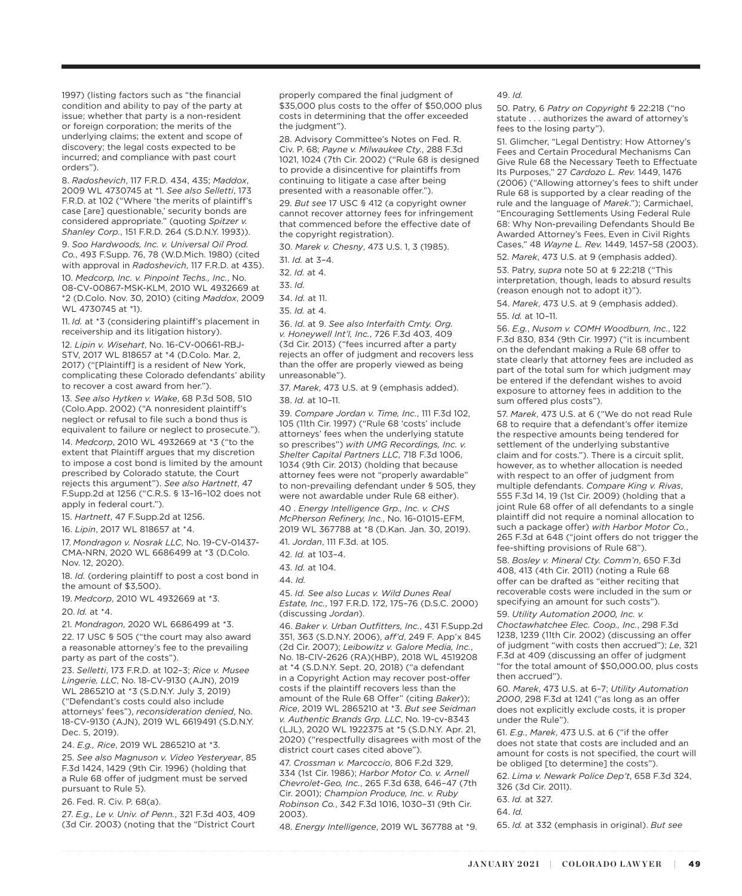1997) (listing factors such as "the financial condition and ability to pay of the party at issue; whether that party is a non-resident or foreign corporation; the merits of the underlying claims; the extent and scope of discovery; the legal costs expected to be incurred; and compliance with past court orders").

8. *Radoshevich*, 117 F.R.D. 434, 435; *Maddox*, 2009 WL 4730745 at *1. *See also Selletti*, 173 F.R.D. at 102 ("Where 'the merits of plaintiff's case [are] questionable,' security bonds are considered appropriate." (quoting *Spitzer v. Shanley Corp.*, 151 F.R.D. 264 (S.D.N.Y. 1993)).

9. *Soo Hardwoods, Inc. v. Universal Oil Prod. Co.*, 493 F.Supp. 76, 78 (W.D.Mich. 1980) (cited with approval in *Radoshevich*, 117 F.R.D. at 435).

10. *Medcorp, Inc. v. Pinpoint Techs., Inc.*, No. 08-CV-00867-MSK-KLM, 2010 WL 4932669 at *2 (D.Colo. Nov. 30, 2010) (citing *Maddox*, 2009 WL 4730745 at *1).

11. *Id.* at *3 (considering plaintiff's placement in receivership and its litigation history).

12. *Lipin v. Wisehart*, No. 16-CV-00661-RBJ-STV, 2017 WL 818657 at *4 (D.Colo. Mar. 2, 2017) ("[Plaintiff] is a resident of New York, complicating these Colorado defendants' ability to recover a cost award from her.").

13. *See also Hytken v. Wake*, 68 P.3d 508, 510 (Colo.App. 2002) ("A nonresident plaintiff's neglect or refusal to file such a bond thus is equivalent to failure or neglect to prosecute.").

14. *Medcorp*, 2010 WL 4932669 at *3 ("to the extent that Plaintiff argues that my discretion to impose a cost bond is limited by the amount prescribed by Colorado statute, the Court rejects this argument"). *See also Hartnett*, 47 F.Supp.2d at 1256 ("C.R.S. § 13–16–102 does not apply in federal court.").

15. *Hartnett*, 47 F.Supp.2d at 1256.

16. *Lipin*, 2017 WL 818657 at *4.

17. *Mondragon v. Nosrak LLC*, No. 19-CV-01437-CMA-NRN, 2020 WL 6686499 at *3 (D.Colo. Nov. 12, 2020).

18. *Id.* (ordering plaintiff to post a cost bond in the amount of $3,500).

19. *Medcorp*, 2010 WL 4932669 at *3.

20. *Id.* at *4.

21. *Mondragon*, 2020 WL 6686499 at *3.

22. 17 USC § 505 ("the court may also award a reasonable attorney's fee to the prevailing party as part of the costs").

23. *Selletti*, 173 F.R.D. at 102–3; *Rice v. Musee Lingerie, LLC*, No. 18-CV-9130 (AJN), 2019 WL 2865210 at *3 (S.D.N.Y. July 3, 2019) ("Defendant's costs could also include attorneys' fees"), *reconsideration denied*, No. 18-CV-9130 (AJN), 2019 WL 6619491 (S.D.N.Y. Dec. 5, 2019).

24. *E.g., Rice*, 2019 WL 2865210 at *3.

25. *See also Magnuson v. Video Yesteryear*, 85 F.3d 1424, 1429 (9th Cir. 1996) (holding that a Rule 68 offer of judgment must be served pursuant to Rule 5).

26. Fed. R. Civ. P. 68(a).

27. *E.g., Le v. Univ. of Penn.*, 321 F.3d 403, 409 (3d Cir. 2003) (noting that the "District Court properly compared the final judgment of $35,000 plus costs to the offer of $50,000 plus costs in determining that the offer exceeded the judgment").

28. Advisory Committee's Notes on Fed. R. Civ. P. 68; *Payne v. Milwaukee Cty.*, 288 F.3d 1021, 1024 (7th Cir. 2002) ("Rule 68 is designed to provide a disincentive for plaintiffs from continuing to litigate a case after being presented with a reasonable offer.").

29. *But see* 17 USC § 412 (a copyright owner cannot recover attorney fees for infringement that commenced before the effective date of the copyright registration).

30. *Marek v. Chesny*, 473 U.S. 1, 3 (1985).

31. *Id.* at 3–4.

32. *Id.* at 4.

33. *Id.*

34. *Id.* at 11.

35. *Id.* at 4.

36. *Id.* at 9. *See also Interfaith Cmty. Org. v. Honeywell Int'l, Inc.*, 726 F.3d 403, 409 (3d Cir. 2013) ("fees incurred after a party rejects an offer of judgment and recovers less than the offer are properly viewed as being unreasonable").

37. *Marek*, 473 U.S. at 9 (emphasis added).

38. *Id.* at 10–11.

39. *Compare Jordan v. Time, Inc.*, 111 F.3d 102, 105 (11th Cir. 1997) ("Rule 68 'costs' include attorneys' fees when the underlying statute so prescribes") *with UMG Recordings, Inc. v. Shelter Capital Partners LLC*, 718 F.3d 1006, 1034 (9th Cir. 2013) (holding that because attorney fees were not "properly awardable" to non-prevailing defendant under § 505, they were not awardable under Rule 68 either).

40 . *Energy Intelligence Grp., Inc. v. CHS McPherson Refinery, Inc.*, No. 16-01015-EFM, 2019 WL 367788 at *8 (D.Kan. Jan. 30, 2019).

41. *Jordan*, 111 F.3d. at 105.

42. *Id.* at 103–4.

43. *Id.* at 104.

44. *Id.*

45. *Id. See also Lucas v. Wild Dunes Real Estate, Inc.*, 197 F.R.D. 172, 175–76 (D.S.C. 2000) (discussing *Jordan*).

46. *Baker v. Urban Outfitters, Inc.*, 431 F.Supp.2d 351, 363 (S.D.N.Y. 2006), *aff'd*, 249 F. App'x 845 (2d Cir. 2007); *Leibowitz v. Galore Media, Inc.*, No. 18-CIV-2626 (RA)(HBP), 2018 WL 4519208 at *4 (S.D.N.Y. Sept. 20, 2018) ("a defendant in a Copyright Action may recover post-offer costs if the plaintiff recovers less than the amount of the Rule 68 Offer" (citing *Baker*)); *Rice*, 2019 WL 2865210 at *3. *But see Seidman v. Authentic Brands Grp. LLC*, No. 19-cv-8343 (LJL), 2020 WL 1922375 at *5 (S.D.N.Y. Apr. 21, 2020) ("respectfully disagrees with most of the district court cases cited above").

47. *Crossman v. Marcoccio*, 806 F.2d 329, 334 (1st Cir. 1986); *Harbor Motor Co. v. Arnell Chevrolet-Geo, Inc.*, 265 F.3d 638, 646–47 (7th Cir. 2001); *Champion Produce, Inc. v. Ruby Robinson Co.*, 342 F.3d 1016, 1030–31 (9th Cir. 2003).

48. *Energy Intelligence*, 2019 WL 367788 at *9.

49. *Id.*

50. Patry, 6 *Patry on Copyright* § 22:218 ("no statute . . . authorizes the award of attorney's fees to the losing party").

51. Glimcher, "Legal Dentistry: How Attorney's Fees and Certain Procedural Mechanisms Can Give Rule 68 the Necessary Teeth to Effectuate Its Purposes," 27 *Cardozo L. Rev.* 1449, 1476 (2006) ("Allowing attorney's fees to shift under Rule 68 is supported by a clear reading of the rule and the language of *Marek*."); Carmichael, "Encouraging Settlements Using Federal Rule 68: Why Non-prevailing Defendants Should Be Awarded Attorney's Fees, Even in Civil Rights Cases," 48 *Wayne L. Rev.* 1449, 1457–58 (2003).

52. *Marek*, 473 U.S. at 9 (emphasis added).

53. Patry, *supra* note 50 at § 22:218 ("This interpretation, though, leads to absurd results (reason enough not to adopt it)").

54. *Marek*, 473 U.S. at 9 (emphasis added).

55. *Id.* at 10–11.

56. *E.g., Nusom v. COMH Woodburn, Inc.*, 122 F.3d 830, 834 (9th Cir. 1997) ("it is incumbent on the defendant making a Rule 68 offer to state clearly that attorney fees are included as part of the total sum for which judgment may be entered if the defendant wishes to avoid exposure to attorney fees in addition to the sum offered plus costs").

57. *Marek*, 473 U.S. at 6 ("We do not read Rule 68 to require that a defendant's offer itemize the respective amounts being tendered for settlement of the underlying substantive claim and for costs."). There is a circuit split, however, as to whether allocation is needed with respect to an offer of judgment from multiple defendants. *Compare King v. Rivas*, 555 F.3d 14, 19 (1st Cir. 2009) (holding that a joint Rule 68 offer of all defendants to a single plaintiff did not require a nominal allocation to such a package offer) *with Harbor Motor Co.*, 265 F.3d at 648 ("joint offers do not trigger the fee-shifting provisions of Rule 68").

58. *Bosley v. Mineral Cty. Comm'n*, 650 F.3d 408, 413 (4th Cir. 2011) (noting a Rule 68 offer can be drafted as "either reciting that recoverable costs were included in the sum or specifying an amount for such costs").

59. *Utility Automation 2000, Inc. v. Choctawhatchee Elec. Coop., Inc.*, 298 F.3d 1238, 1239 (11th Cir. 2002) (discussing an offer of judgment "with costs then accrued"); *Le*, 321 F.3d at 409 (discussing an offer of judgment "for the total amount of $50,000.00, plus costs then accrued").

60. *Marek*, 473 U.S. at 6–7; *Utility Automation 2000*, 298 F.3d at 1241 ("as long as an offer does not explicitly exclude costs, it is proper under the Rule").

61. *E.g., Marek*, 473 U.S. at 6 ("if the offer does not state that costs are included and an amount for costs is not specified, the court will be obliged [to determine] the costs").

62. *Lima v. Newark Police Dep't*, 658 F.3d 324, 326 (3d Cir. 2011).

63. *Id.* at 327.

64. *Id.*

65. *Id.* at 332 (emphasis in original). *But see*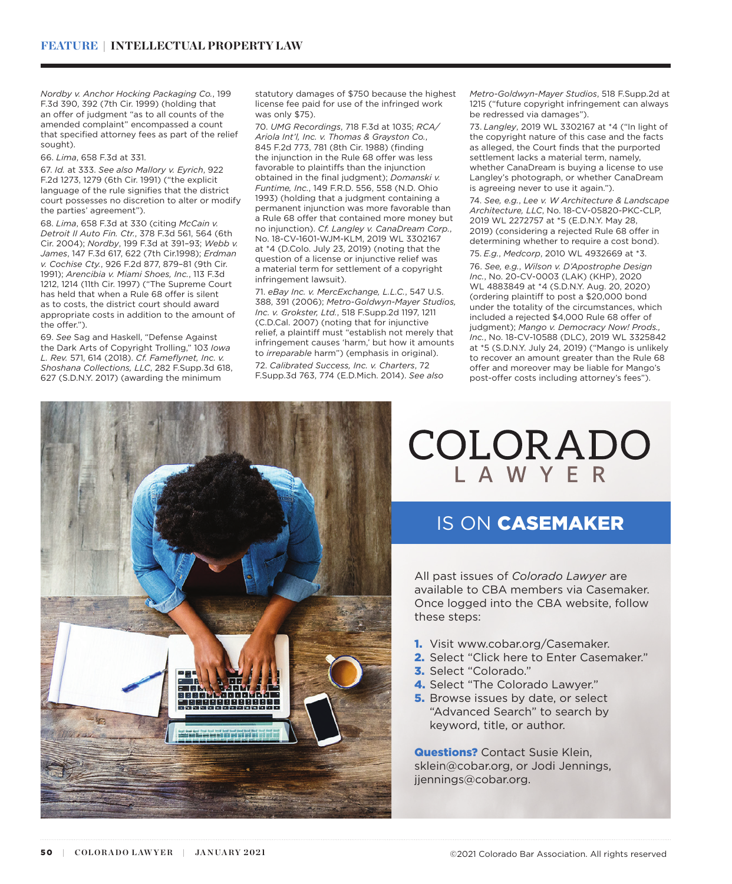*Nordby v. Anchor Hocking Packaging Co.*, 199 F.3d 390, 392 (7th Cir. 1999) (holding that an offer of judgment "as to all counts of the amended complaint" encompassed a count that specified attorney fees as part of the relief sought).

66. *Lima*, 658 F.3d at 331.

67. *Id.* at 333. *See also Mallory v. Eyrich*, 922 F.2d 1273, 1279 (6th Cir. 1991) ("the explicit language of the rule signifies that the district court possesses no discretion to alter or modify the parties' agreement").

68. *Lima*, 658 F.3d at 330 (citing *McCain v. Detroit II Auto Fin. Ctr.*, 378 F.3d 561, 564 (6th Cir. 2004); *Nordby*, 199 F.3d at 391–93; *Webb v. James*, 147 F.3d 617, 622 (7th Cir.1998); *Erdman v. Cochise Cty.*, 926 F.2d 877, 879–81 (9th Cir. 1991); *Arencibia v. Miami Shoes, Inc.*, 113 F.3d 1212, 1214 (11th Cir. 1997) ("The Supreme Court has held that when a Rule 68 offer is silent as to costs, the district court should award appropriate costs in addition to the amount of the offer.").

69. *See* Sag and Haskell, "Defense Against the Dark Arts of Copyright Trolling," 103 *Iowa L. Rev.* 571, 614 (2018). *Cf. Fameflynet, Inc. v. Shoshana Collections, LLC*, 282 F.Supp.3d 618, 627 (S.D.N.Y. 2017) (awarding the minimum statutory damages of $750 because the highest license fee paid for use of the infringed work was only $75).

70. *UMG Recordings*, 718 F.3d at 1035; *RCA/Ariola Int'l, Inc. v. Thomas & Grayston Co.*, 845 F.2d 773, 781 (8th Cir. 1988) (finding the injunction in the Rule 68 offer was less favorable to plaintiffs than the injunction obtained in the final judgment); *Domanski v. Funtime, Inc.*, 149 F.R.D. 556, 558 (N.D. Ohio 1993) (holding that a judgment containing a permanent injunction was more favorable than a Rule 68 offer that contained more money but no injunction). *Cf. Langley v. CanaDream Corp.*, No. 18-CV-1601-WJM-KLM, 2019 WL 3302167 at *4 (D.Colo. July 23, 2019) (noting that the question of a license or injunctive relief was a material term for settlement of a copyright infringement lawsuit).

71. *eBay Inc. v. MercExchange, L.L.C.*, 547 U.S. 388, 391 (2006); *Metro-Goldwyn-Mayer Studios, Inc. v. Grokster, Ltd.*, 518 F.Supp.2d 1197, 1211 (C.D.Cal. 2007) (noting that for injunctive relief, a plaintiff must "establish not merely that infringement causes 'harm,' but how it amounts to *irreparable* harm") (emphasis in original).

72. *Calibrated Success, Inc. v. Charters*, 72 F.Supp.3d 763, 774 (E.D.Mich. 2014). *See also Metro-Goldwyn-Mayer Studios*, 518 F.Supp.2d at 1215 ("future copyright infringement can always be redressed via damages").

73. *Langley*, 2019 WL 3302167 at *4 ("In light of the copyright nature of this case and the facts as alleged, the Court finds that the purported settlement lacks a material term, namely, whether CanaDream is buying a license to use Langley's photograph, or whether CanaDream is agreeing never to use it again.").

74. *See, e.g.*, *Lee v. W Architecture & Landscape Architecture, LLC*, No. 18-CV-05820-PKC-CLP, 2019 WL 2272757 at *5 (E.D.N.Y. May 28, 2019) (considering a rejected Rule 68 offer in determining whether to require a cost bond).

75. *E.g.*, *Medcorp*, 2010 WL 4932669 at *3.

76. *See, e.g.*, *Wilson v. D'Apostrophe Design Inc.*, No. 20-CV-0003 (LAK) (KHP), 2020 WL 4883849 at *4 (S.D.N.Y. Aug. 20, 2020) (ordering plaintiff to post a $20,000 bond under the totality of the circumstances, which included a rejected $4,000 Rule 68 offer of judgment); *Mango v. Democracy Now! Prods., Inc.*, No. 18-CV-10588 (DLC), 2019 WL 3325842 at *5 (S.D.N.Y. July 24, 2019) ("Mango is unlikely to recover an amount greater than the Rule 68 offer and moreover may be liable for Mango's post-offer costs including attorney's fees").

# COLORADO LAWYER

## IS ON **CASEMAKER**

All past issues of *Colorado Lawyer* are available to CBA members via Casemaker. Once logged into the CBA website, follow these steps:

1. Visit www.cobar.org/Casemaker.
2. Select "Click here to Enter Casemaker."
3. Select "Colorado."
4. Select "The Colorado Lawyer."
5. Browse issues by date, or select "Advanced Search" to search by keyword, title, or author.

**Questions?** Contact Susie Klein, sklein@cobar.org, or Jodi Jennings, jjennings@cobar.org.

©2021 Colorado Bar Association. All rights reserved